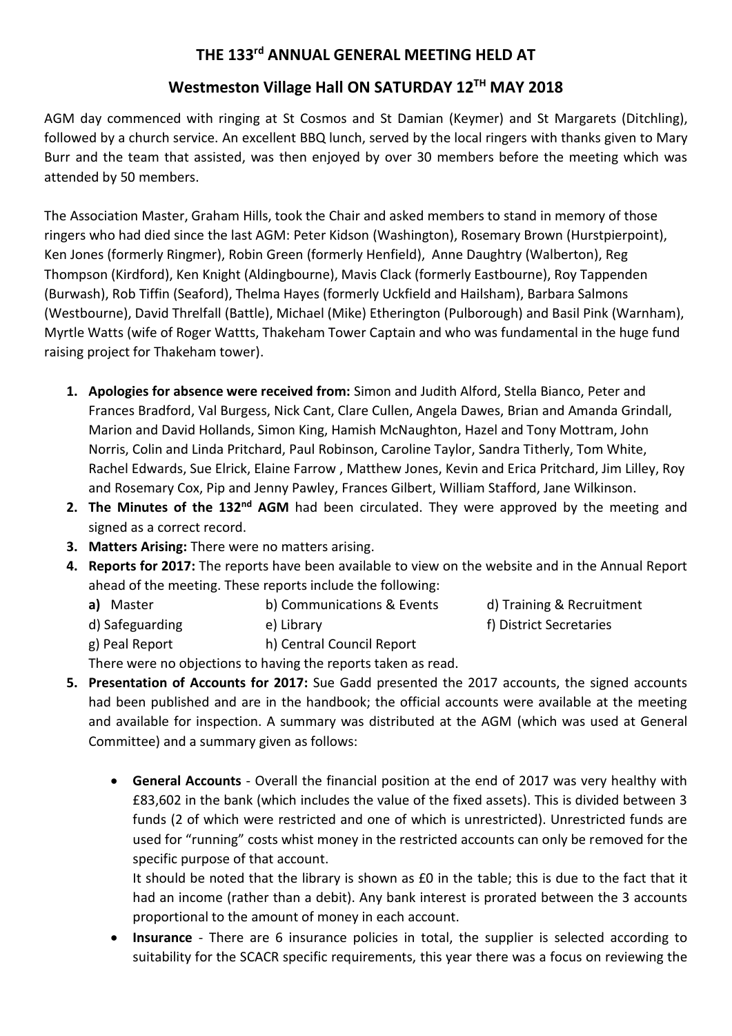# THE 133rd ANNUAL GENERAL MEETING HELD AT

## Westmeston Village Hall ON SATURDAY 12TH MAY 2018

AGM day commenced with ringing at St Cosmos and St Damian (Keymer) and St Margarets (Ditchling), followed by a church service. An excellent BBQ lunch, served by the local ringers with thanks given to Mary Burr and the team that assisted, was then enjoyed by over 30 members before the meeting which was attended by 50 members.

The Association Master, Graham Hills, took the Chair and asked members to stand in memory of those ringers who had died since the last AGM: Peter Kidson (Washington), Rosemary Brown (Hurstpierpoint), Ken Jones (formerly Ringmer), Robin Green (formerly Henfield), Anne Daughtry (Walberton), Reg Thompson (Kirdford), Ken Knight (Aldingbourne), Mavis Clack (formerly Eastbourne), Roy Tappenden (Burwash), Rob Tiffin (Seaford), Thelma Hayes (formerly Uckfield and Hailsham), Barbara Salmons (Westbourne), David Threlfall (Battle), Michael (Mike) Etherington (Pulborough) and Basil Pink (Warnham), Myrtle Watts (wife of Roger Wattts, Thakeham Tower Captain and who was fundamental in the huge fund raising project for Thakeham tower).

1. **Apologies for absence were received from:** Simon and Judith Alford, Stella Bianco, Peter and Frances Bradford, Val Burgess, Nick Cant, Clare Cullen, Angela Dawes, Brian and Amanda Grindall, Marion and David Hollands, Simon King, Hamish McNaughton, Hazel and Tony Mottram, John Norris, Colin and Linda Pritchard, Paul Robinson, Caroline Taylor, Sandra Titherly, Tom White, Rachel Edwards, Sue Elrick, Elaine Farrow , Matthew Jones, Kevin and Erica Pritchard, Jim Lilley, Roy and Rosemary Cox, Pip and Jenny Pawley, Frances Gilbert, William Stafford, Jane Wilkinson.
2. **The Minutes of the 132nd AGM** had been circulated. They were approved by the meeting and signed as a correct record.
3. **Matters Arising:** There were no matters arising.
4. **Reports for 2017:** The reports have been available to view on the website and in the Annual Report ahead of the meeting. These reports include the following:

   **a)** Master
   b) Communications & Events
   d) Training & Recruitment
   d) Safeguarding
   e) Library
   f) District Secretaries
   g) Peal Report
   h) Central Council Report

   There were no objections to having the reports taken as read.
5. **Presentation of Accounts for 2017:** Sue Gadd presented the 2017 accounts, the signed accounts had been published and are in the handbook; the official accounts were available at the meeting and available for inspection. A summary was distributed at the AGM (which was used at General Committee) and a summary given as follows:

   - **General Accounts** - Overall the financial position at the end of 2017 was very healthy with £83,602 in the bank (which includes the value of the fixed assets). This is divided between 3 funds (2 of which were restricted and one of which is unrestricted). Unrestricted funds are used for "running" costs whist money in the restricted accounts can only be removed for the specific purpose of that account.

     It should be noted that the library is shown as £0 in the table; this is due to the fact that it had an income (rather than a debit). Any bank interest is prorated between the 3 accounts proportional to the amount of money in each account.
   - **Insurance** - There are 6 insurance policies in total, the supplier is selected according to suitability for the SCACR specific requirements, this year there was a focus on reviewing the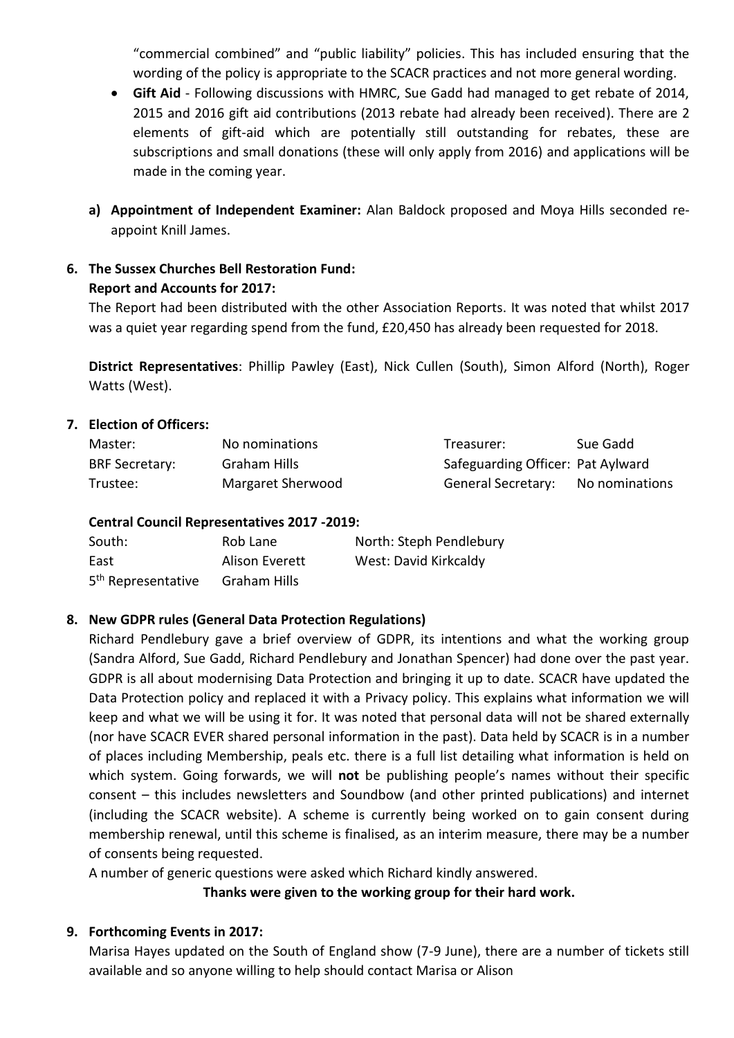"commercial combined" and "public liability" policies. This has included ensuring that the wording of the policy is appropriate to the SCACR practices and not more general wording.

- **Gift Aid** - Following discussions with HMRC, Sue Gadd had managed to get rebate of 2014, 2015 and 2016 gift aid contributions (2013 rebate had already been received). There are 2 elements of gift-aid which are potentially still outstanding for rebates, these are subscriptions and small donations (these will only apply from 2016) and applications will be made in the coming year.

**a) Appointment of Independent Examiner:** Alan Baldock proposed and Moya Hills seconded re-appoint Knill James.

**6. The Sussex Churches Bell Restoration Fund:**

**Report and Accounts for 2017:**

The Report had been distributed with the other Association Reports. It was noted that whilst 2017 was a quiet year regarding spend from the fund, £20,450 has already been requested for 2018.

**District Representatives**: Phillip Pawley (East), Nick Cullen (South), Simon Alford (North), Roger Watts (West).

**7. Election of Officers:**

| | | | |
|---|---|---|---|
| Master: | No nominations | Treasurer: | Sue Gadd |
| BRF Secretary: | Graham Hills | Safeguarding Officer: | Pat Aylward |
| Trustee: | Margaret Sherwood | General Secretary: | No nominations |

**Central Council Representatives 2017 -2019:**

| | | |
|---|---|---|
| South: | Rob Lane | North: Steph Pendlebury |
| East | Alison Everett | West: David Kirkcaldy |
| 5th Representative | Graham Hills | |

**8. New GDPR rules (General Data Protection Regulations)**

Richard Pendlebury gave a brief overview of GDPR, its intentions and what the working group (Sandra Alford, Sue Gadd, Richard Pendlebury and Jonathan Spencer) had done over the past year. GDPR is all about modernising Data Protection and bringing it up to date. SCACR have updated the Data Protection policy and replaced it with a Privacy policy. This explains what information we will keep and what we will be using it for. It was noted that personal data will not be shared externally (nor have SCACR EVER shared personal information in the past). Data held by SCACR is in a number of places including Membership, peals etc. there is a full list detailing what information is held on which system. Going forwards, we will **not** be publishing people's names without their specific consent – this includes newsletters and Soundbow (and other printed publications) and internet (including the SCACR website). A scheme is currently being worked on to gain consent during membership renewal, until this scheme is finalised, as an interim measure, there may be a number of consents being requested.

A number of generic questions were asked which Richard kindly answered.

**Thanks were given to the working group for their hard work.**

**9. Forthcoming Events in 2017:**

Marisa Hayes updated on the South of England show (7-9 June), there are a number of tickets still available and so anyone willing to help should contact Marisa or Alison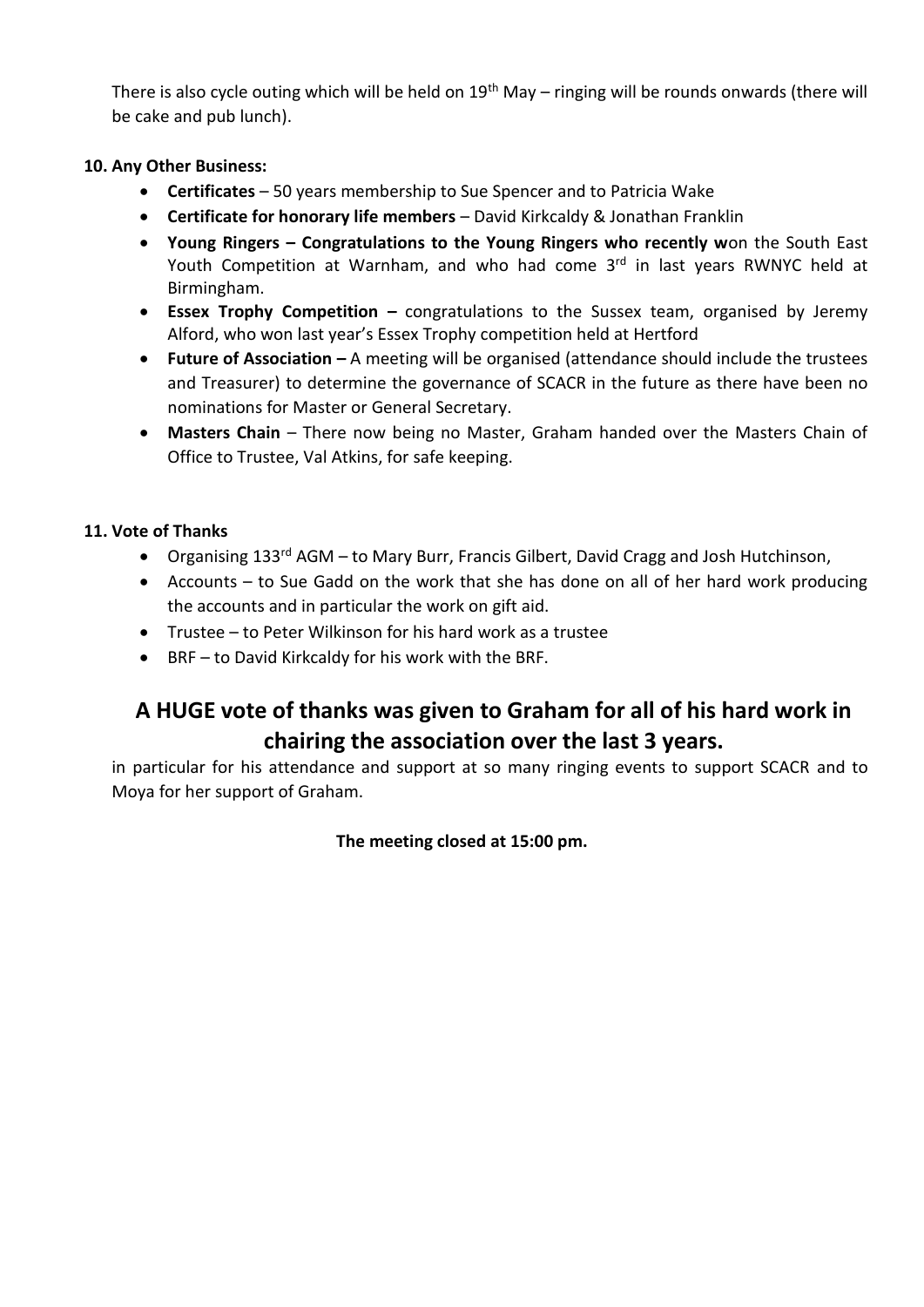There is also cycle outing which will be held on 19th May – ringing will be rounds onwards (there will be cake and pub lunch).

**10. Any Other Business:**

- **Certificates** – 50 years membership to Sue Spencer and to Patricia Wake
- **Certificate for honorary life members** – David Kirkcaldy & Jonathan Franklin
- **Young Ringers – Congratulations to the Young Ringers who recently w**on the South East Youth Competition at Warnham, and who had come 3rd in last years RWNYC held at Birmingham.
- **Essex Trophy Competition –** congratulations to the Sussex team, organised by Jeremy Alford, who won last year's Essex Trophy competition held at Hertford
- **Future of Association –** A meeting will be organised (attendance should include the trustees and Treasurer) to determine the governance of SCACR in the future as there have been no nominations for Master or General Secretary.
- **Masters Chain** – There now being no Master, Graham handed over the Masters Chain of Office to Trustee, Val Atkins, for safe keeping.

**11. Vote of Thanks**

- Organising 133rd AGM – to Mary Burr, Francis Gilbert, David Cragg and Josh Hutchinson,
- Accounts – to Sue Gadd on the work that she has done on all of her hard work producing the accounts and in particular the work on gift aid.
- Trustee – to Peter Wilkinson for his hard work as a trustee
- BRF – to David Kirkcaldy for his work with the BRF.

## A HUGE vote of thanks was given to Graham for all of his hard work in chairing the association over the last 3 years.

in particular for his attendance and support at so many ringing events to support SCACR and to Moya for her support of Graham.

**The meeting closed at 15:00 pm.**